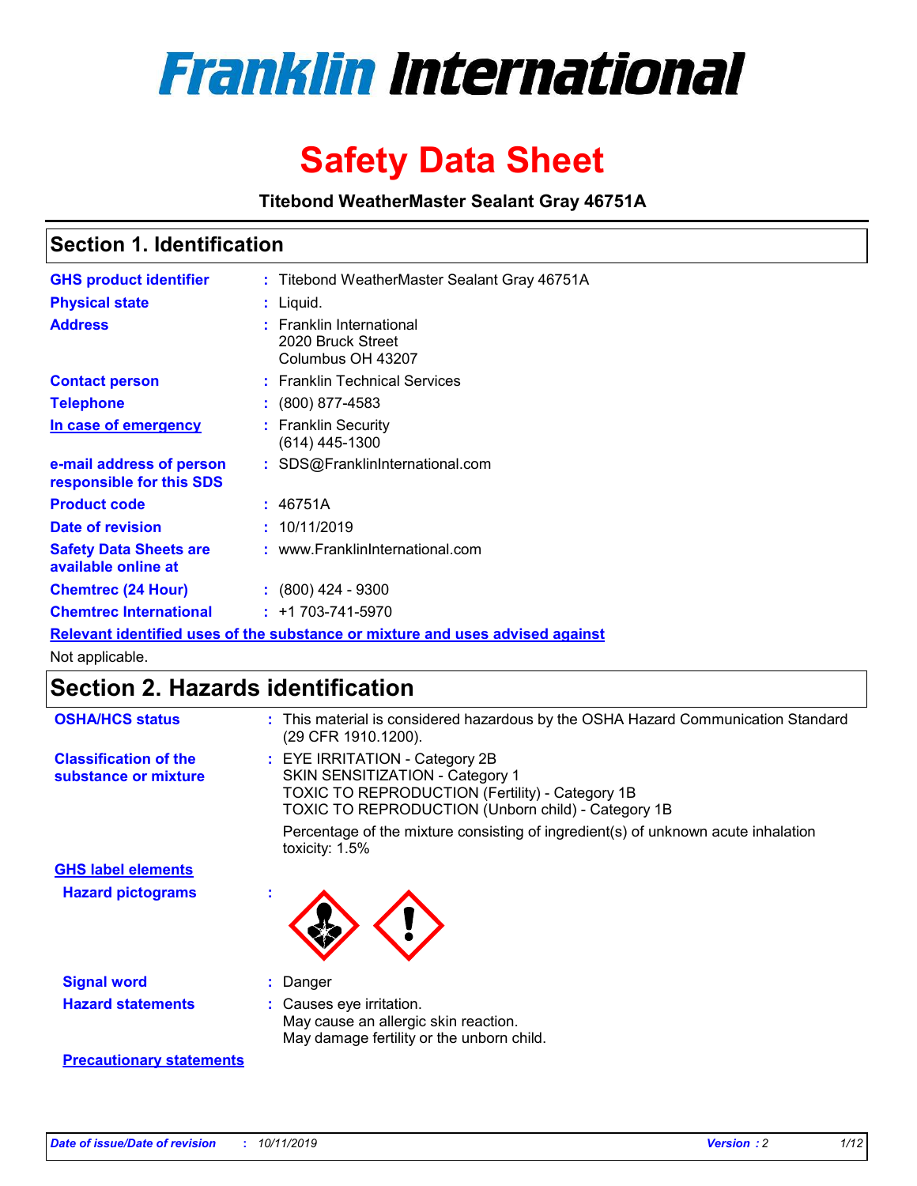# Franklin International

# Safety Data Sheet

**Titebond WeatherMaster Sealant Gray 46751A**

## Section 1. Identification

| | | |
|---|---|---|
| **GHS product identifier** | : | Titebond WeatherMaster Sealant Gray 46751A |
| **Physical state** | : | Liquid. |
| **Address** | : | Franklin International<br>2020 Bruck Street<br>Columbus OH 43207 |
| **Contact person** | : | Franklin Technical Services |
| **Telephone** | : | (800) 877-4583 |
| **In case of emergency** | : | Franklin Security<br>(614) 445-1300 |
| **e-mail address of person responsible for this SDS** | : | SDS@FranklinInternational.com |
| **Product code** | : | 46751A |
| **Date of revision** | : | 10/11/2019 |
| **Safety Data Sheets are available online at** | : | www.FranklinInternational.com |
| **Chemtrec (24 Hour)** | : | (800) 424 - 9300 |
| **Chemtrec International** | : | +1 703-741-5970 |

**Relevant identified uses of the substance or mixture and uses advised against**

Not applicable.

## Section 2. Hazards identification

| | | |
|---|---|---|
| **OSHA/HCS status** | : | This material is considered hazardous by the OSHA Hazard Communication Standard (29 CFR 1910.1200). |
| **Classification of the substance or mixture** | : | EYE IRRITATION - Category 2B<br>SKIN SENSITIZATION - Category 1<br>TOXIC TO REPRODUCTION (Fertility) - Category 1B<br>TOXIC TO REPRODUCTION (Unborn child) - Category 1B<br><br>Percentage of the mixture consisting of ingredient(s) of unknown acute inhalation toxicity: 1.5% |

**GHS label elements**

| | | |
|---|---|---|
| **Hazard pictograms** | : | |
| **Signal word** | : | Danger |
| **Hazard statements** | : | Causes eye irritation.<br>May cause an allergic skin reaction.<br>May damage fertility or the unborn child. |

**Precautionary statements**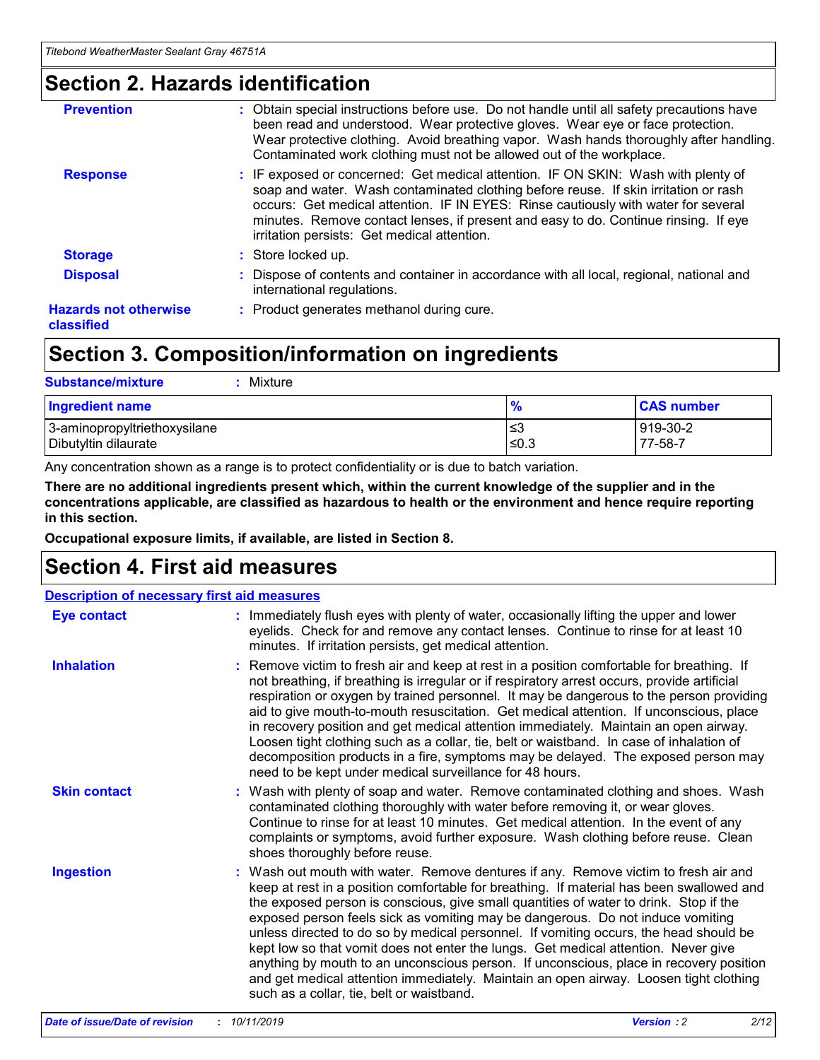## Section 2. Hazards identification

**Prevention** : Obtain special instructions before use. Do not handle until all safety precautions have been read and understood. Wear protective gloves. Wear eye or face protection. Wear protective clothing. Avoid breathing vapor. Wash hands thoroughly after handling. Contaminated work clothing must not be allowed out of the workplace.

**Response** : IF exposed or concerned: Get medical attention. IF ON SKIN: Wash with plenty of soap and water. Wash contaminated clothing before reuse. If skin irritation or rash occurs: Get medical attention. IF IN EYES: Rinse cautiously with water for several minutes. Remove contact lenses, if present and easy to do. Continue rinsing. If eye irritation persists: Get medical attention.

**Storage** : Store locked up.

**Disposal** : Dispose of contents and container in accordance with all local, regional, national and international regulations.

**Hazards not otherwise classified** : Product generates methanol during cure.

## Section 3. Composition/information on ingredients

**Substance/mixture** : Mixture

| Ingredient name | % | CAS number |
|---|---|---|
| 3-aminopropyltriethoxysilane | ≤3 | 919-30-2 |
| Dibutyltin dilaurate | ≤0.3 | 77-58-7 |

Any concentration shown as a range is to protect confidentiality or is due to batch variation.

**There are no additional ingredients present which, within the current knowledge of the supplier and in the concentrations applicable, are classified as hazardous to health or the environment and hence require reporting in this section.**

**Occupational exposure limits, if available, are listed in Section 8.**

## Section 4. First aid measures

**Description of necessary first aid measures**

**Eye contact** : Immediately flush eyes with plenty of water, occasionally lifting the upper and lower eyelids. Check for and remove any contact lenses. Continue to rinse for at least 10 minutes. If irritation persists, get medical attention.

**Inhalation** : Remove victim to fresh air and keep at rest in a position comfortable for breathing. If not breathing, if breathing is irregular or if respiratory arrest occurs, provide artificial respiration or oxygen by trained personnel. It may be dangerous to the person providing aid to give mouth-to-mouth resuscitation. Get medical attention. If unconscious, place in recovery position and get medical attention immediately. Maintain an open airway. Loosen tight clothing such as a collar, tie, belt or waistband. In case of inhalation of decomposition products in a fire, symptoms may be delayed. The exposed person may need to be kept under medical surveillance for 48 hours.

**Skin contact** : Wash with plenty of soap and water. Remove contaminated clothing and shoes. Wash contaminated clothing thoroughly with water before removing it, or wear gloves. Continue to rinse for at least 10 minutes. Get medical attention. In the event of any complaints or symptoms, avoid further exposure. Wash clothing before reuse. Clean shoes thoroughly before reuse.

**Ingestion** : Wash out mouth with water. Remove dentures if any. Remove victim to fresh air and keep at rest in a position comfortable for breathing. If material has been swallowed and the exposed person is conscious, give small quantities of water to drink. Stop if the exposed person feels sick as vomiting may be dangerous. Do not induce vomiting unless directed to do so by medical personnel. If vomiting occurs, the head should be kept low so that vomit does not enter the lungs. Get medical attention. Never give anything by mouth to an unconscious person. If unconscious, place in recovery position and get medical attention immediately. Maintain an open airway. Loosen tight clothing such as a collar, tie, belt or waistband.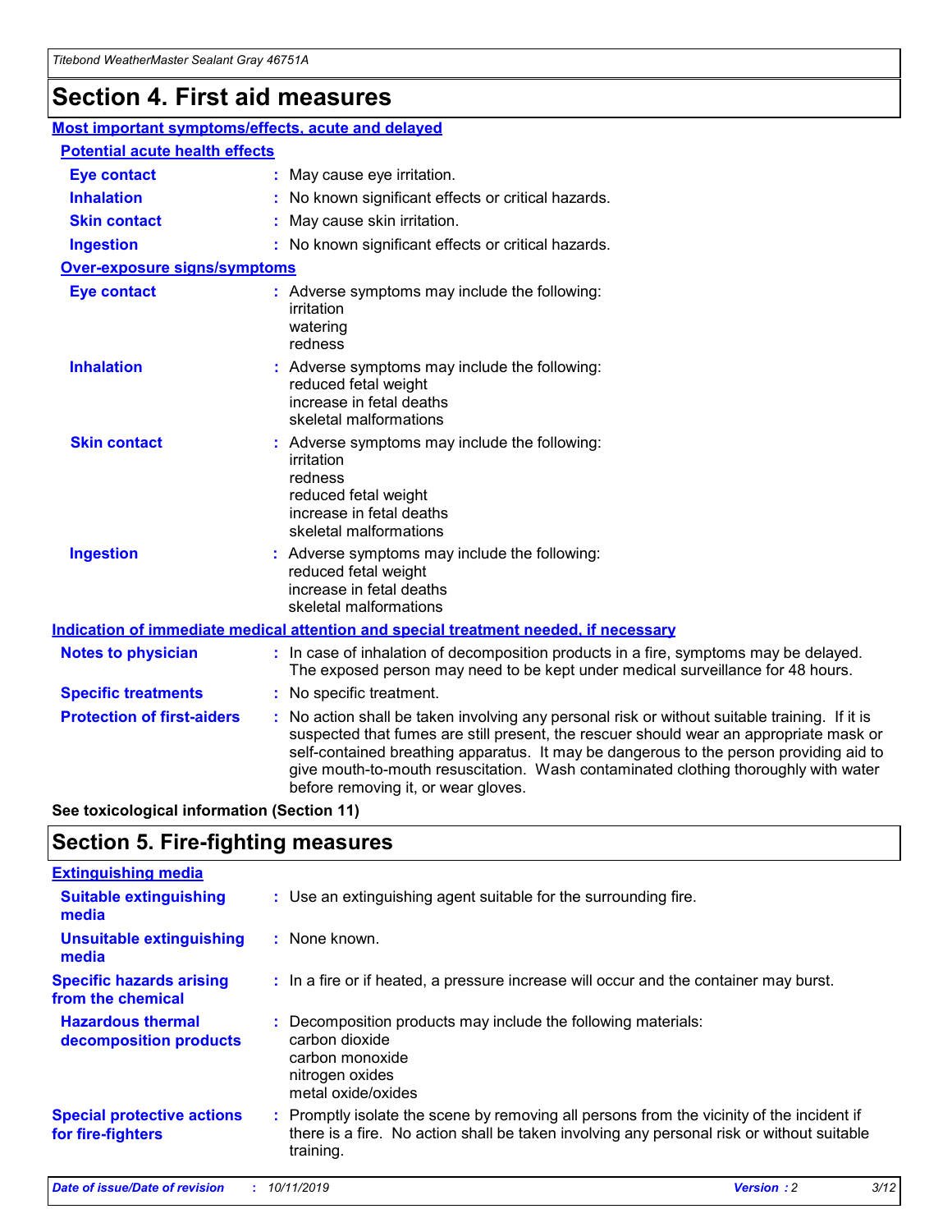# Section 4. First aid measures

### Most important symptoms/effects, acute and delayed

#### Potential acute health effects

**Eye contact** : May cause eye irritation.

**Inhalation** : No known significant effects or critical hazards.

**Skin contact** : May cause skin irritation.

**Ingestion** : No known significant effects or critical hazards.

#### Over-exposure signs/symptoms

**Eye contact** : Adverse symptoms may include the following:
irritation
watering
redness

**Inhalation** : Adverse symptoms may include the following:
reduced fetal weight
increase in fetal deaths
skeletal malformations

**Skin contact** : Adverse symptoms may include the following:
irritation
redness
reduced fetal weight
increase in fetal deaths
skeletal malformations

**Ingestion** : Adverse symptoms may include the following:
reduced fetal weight
increase in fetal deaths
skeletal malformations

### Indication of immediate medical attention and special treatment needed, if necessary

**Notes to physician** : In case of inhalation of decomposition products in a fire, symptoms may be delayed. The exposed person may need to be kept under medical surveillance for 48 hours.

**Specific treatments** : No specific treatment.

**Protection of first-aiders** : No action shall be taken involving any personal risk or without suitable training. If it is suspected that fumes are still present, the rescuer should wear an appropriate mask or self-contained breathing apparatus. It may be dangerous to the person providing aid to give mouth-to-mouth resuscitation. Wash contaminated clothing thoroughly with water before removing it, or wear gloves.

**See toxicological information (Section 11)**

# Section 5. Fire-fighting measures

### Extinguishing media

**Suitable extinguishing media** : Use an extinguishing agent suitable for the surrounding fire.

**Unsuitable extinguishing media** : None known.

**Specific hazards arising from the chemical** : In a fire or if heated, a pressure increase will occur and the container may burst.

**Hazardous thermal decomposition products** : Decomposition products may include the following materials:
carbon dioxide
carbon monoxide
nitrogen oxides
metal oxide/oxides

**Special protective actions for fire-fighters** : Promptly isolate the scene by removing all persons from the vicinity of the incident if there is a fire. No action shall be taken involving any personal risk or without suitable training.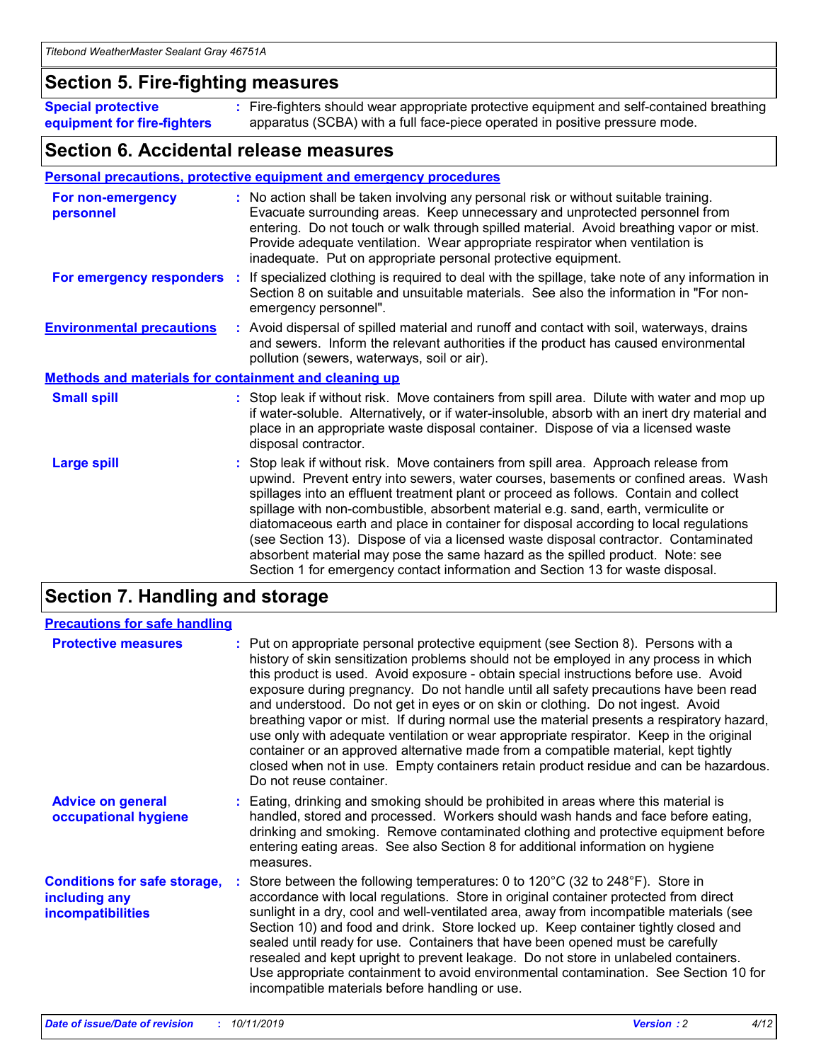## Section 5. Fire-fighting measures

**Special protective equipment for fire-fighters** : Fire-fighters should wear appropriate protective equipment and self-contained breathing apparatus (SCBA) with a full face-piece operated in positive pressure mode.

## Section 6. Accidental release measures

### Personal precautions, protective equipment and emergency procedures

**For non-emergency personnel** : No action shall be taken involving any personal risk or without suitable training. Evacuate surrounding areas. Keep unnecessary and unprotected personnel from entering. Do not touch or walk through spilled material. Avoid breathing vapor or mist. Provide adequate ventilation. Wear appropriate respirator when ventilation is inadequate. Put on appropriate personal protective equipment.

**For emergency responders** : If specialized clothing is required to deal with the spillage, take note of any information in Section 8 on suitable and unsuitable materials. See also the information in "For non-emergency personnel".

**Environmental precautions** : Avoid dispersal of spilled material and runoff and contact with soil, waterways, drains and sewers. Inform the relevant authorities if the product has caused environmental pollution (sewers, waterways, soil or air).

### Methods and materials for containment and cleaning up

**Small spill** : Stop leak if without risk. Move containers from spill area. Dilute with water and mop up if water-soluble. Alternatively, or if water-insoluble, absorb with an inert dry material and place in an appropriate waste disposal container. Dispose of via a licensed waste disposal contractor.

**Large spill** : Stop leak if without risk. Move containers from spill area. Approach release from upwind. Prevent entry into sewers, water courses, basements or confined areas. Wash spillages into an effluent treatment plant or proceed as follows. Contain and collect spillage with non-combustible, absorbent material e.g. sand, earth, vermiculite or diatomaceous earth and place in container for disposal according to local regulations (see Section 13). Dispose of via a licensed waste disposal contractor. Contaminated absorbent material may pose the same hazard as the spilled product. Note: see Section 1 for emergency contact information and Section 13 for waste disposal.

## Section 7. Handling and storage

### Precautions for safe handling

**Protective measures** : Put on appropriate personal protective equipment (see Section 8). Persons with a history of skin sensitization problems should not be employed in any process in which this product is used. Avoid exposure - obtain special instructions before use. Avoid exposure during pregnancy. Do not handle until all safety precautions have been read and understood. Do not get in eyes or on skin or clothing. Do not ingest. Avoid breathing vapor or mist. If during normal use the material presents a respiratory hazard, use only with adequate ventilation or wear appropriate respirator. Keep in the original container or an approved alternative made from a compatible material, kept tightly closed when not in use. Empty containers retain product residue and can be hazardous. Do not reuse container.

**Advice on general occupational hygiene** : Eating, drinking and smoking should be prohibited in areas where this material is handled, stored and processed. Workers should wash hands and face before eating, drinking and smoking. Remove contaminated clothing and protective equipment before entering eating areas. See also Section 8 for additional information on hygiene measures.

**Conditions for safe storage, including any incompatibilities** : Store between the following temperatures: 0 to 120°C (32 to 248°F). Store in accordance with local regulations. Store in original container protected from direct sunlight in a dry, cool and well-ventilated area, away from incompatible materials (see Section 10) and food and drink. Store locked up. Keep container tightly closed and sealed until ready for use. Containers that have been opened must be carefully resealed and kept upright to prevent leakage. Do not store in unlabeled containers. Use appropriate containment to avoid environmental contamination. See Section 10 for incompatible materials before handling or use.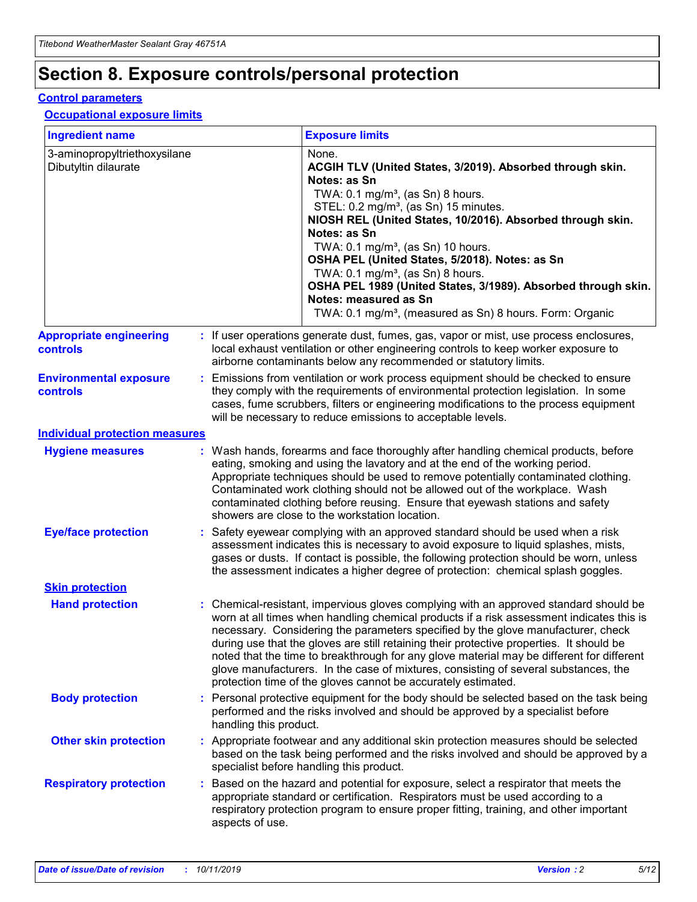# Section 8. Exposure controls/personal protection

## Control parameters

### Occupational exposure limits

| Ingredient name | Exposure limits |
|---|---|
| 3-aminopropyltriethoxysilane<br>Dibutyltin dilaurate | None.<br>**ACGIH TLV (United States, 3/2019). Absorbed through skin. Notes: as Sn**<br>TWA: 0.1 mg/m³, (as Sn) 8 hours.<br>STEL: 0.2 mg/m³, (as Sn) 15 minutes.<br>**NIOSH REL (United States, 10/2016). Absorbed through skin. Notes: as Sn**<br>TWA: 0.1 mg/m³, (as Sn) 10 hours.<br>**OSHA PEL (United States, 5/2018). Notes: as Sn**<br>TWA: 0.1 mg/m³, (as Sn) 8 hours.<br>**OSHA PEL 1989 (United States, 3/1989). Absorbed through skin. Notes: measured as Sn**<br>TWA: 0.1 mg/m³, (measured as Sn) 8 hours. Form: Organic |

**Appropriate engineering controls** : If user operations generate dust, fumes, gas, vapor or mist, use process enclosures, local exhaust ventilation or other engineering controls to keep worker exposure to airborne contaminants below any recommended or statutory limits.

**Environmental exposure controls** : Emissions from ventilation or work process equipment should be checked to ensure they comply with the requirements of environmental protection legislation. In some cases, fume scrubbers, filters or engineering modifications to the process equipment will be necessary to reduce emissions to acceptable levels.

## Individual protection measures

**Hygiene measures** : Wash hands, forearms and face thoroughly after handling chemical products, before eating, smoking and using the lavatory and at the end of the working period. Appropriate techniques should be used to remove potentially contaminated clothing. Contaminated work clothing should not be allowed out of the workplace. Wash contaminated clothing before reusing. Ensure that eyewash stations and safety showers are close to the workstation location.

**Eye/face protection** : Safety eyewear complying with an approved standard should be used when a risk assessment indicates this is necessary to avoid exposure to liquid splashes, mists, gases or dusts. If contact is possible, the following protection should be worn, unless the assessment indicates a higher degree of protection: chemical splash goggles.

### Skin protection

**Hand protection** : Chemical-resistant, impervious gloves complying with an approved standard should be worn at all times when handling chemical products if a risk assessment indicates this is necessary. Considering the parameters specified by the glove manufacturer, check during use that the gloves are still retaining their protective properties. It should be noted that the time to breakthrough for any glove material may be different for different glove manufacturers. In the case of mixtures, consisting of several substances, the protection time of the gloves cannot be accurately estimated.

**Body protection** : Personal protective equipment for the body should be selected based on the task being performed and the risks involved and should be approved by a specialist before handling this product.

**Other skin protection** : Appropriate footwear and any additional skin protection measures should be selected based on the task being performed and the risks involved and should be approved by a specialist before handling this product.

**Respiratory protection** : Based on the hazard and potential for exposure, select a respirator that meets the appropriate standard or certification. Respirators must be used according to a respiratory protection program to ensure proper fitting, training, and other important aspects of use.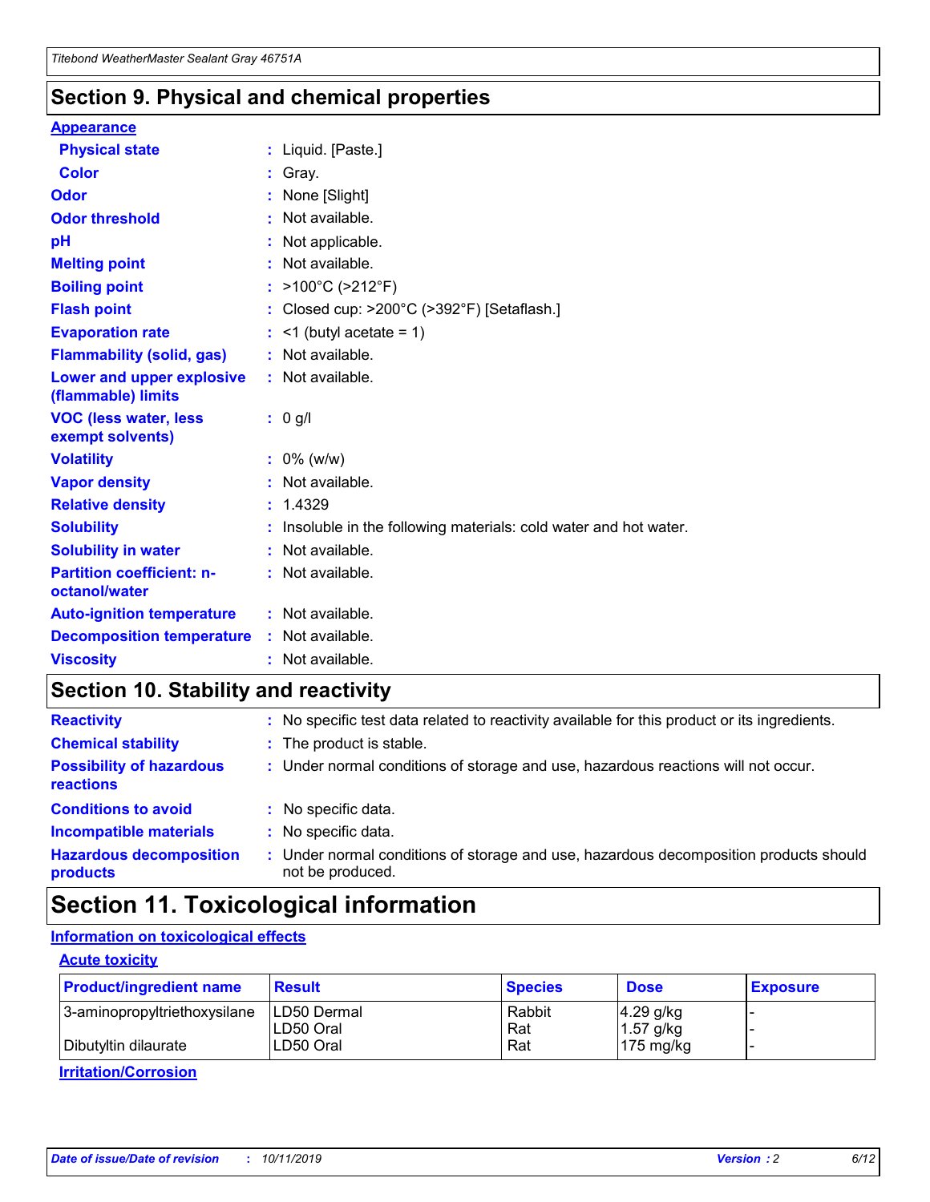## Section 9. Physical and chemical properties

### Appearance

| | |
|---|---|
| **Physical state** | : Liquid. [Paste.] |
| **Color** | : Gray. |
| **Odor** | : None [Slight] |
| **Odor threshold** | : Not available. |
| **pH** | : Not applicable. |
| **Melting point** | : Not available. |
| **Boiling point** | : >100°C (>212°F) |
| **Flash point** | : Closed cup: >200°C (>392°F) [Setaflash.] |
| **Evaporation rate** | : <1 (butyl acetate = 1) |
| **Flammability (solid, gas)** | : Not available. |
| **Lower and upper explosive (flammable) limits** | : Not available. |
| **VOC (less water, less exempt solvents)** | : 0 g/l |
| **Volatility** | : 0% (w/w) |
| **Vapor density** | : Not available. |
| **Relative density** | : 1.4329 |
| **Solubility** | : Insoluble in the following materials: cold water and hot water. |
| **Solubility in water** | : Not available. |
| **Partition coefficient: n-octanol/water** | : Not available. |
| **Auto-ignition temperature** | : Not available. |
| **Decomposition temperature** | : Not available. |
| **Viscosity** | : Not available. |

## Section 10. Stability and reactivity

| | |
|---|---|
| **Reactivity** | : No specific test data related to reactivity available for this product or its ingredients. |
| **Chemical stability** | : The product is stable. |
| **Possibility of hazardous reactions** | : Under normal conditions of storage and use, hazardous reactions will not occur. |
| **Conditions to avoid** | : No specific data. |
| **Incompatible materials** | : No specific data. |
| **Hazardous decomposition products** | : Under normal conditions of storage and use, hazardous decomposition products should not be produced. |

## Section 11. Toxicological information

### Information on toxicological effects

#### Acute toxicity

| Product/ingredient name | Result | Species | Dose | Exposure |
|---|---|---|---|---|
| 3-aminopropyltriethoxysilane | LD50 Dermal | Rabbit | 4.29 g/kg | - |
| | LD50 Oral | Rat | 1.57 g/kg | - |
| Dibutyltin dilaurate | LD50 Oral | Rat | 175 mg/kg | - |

#### Irritation/Corrosion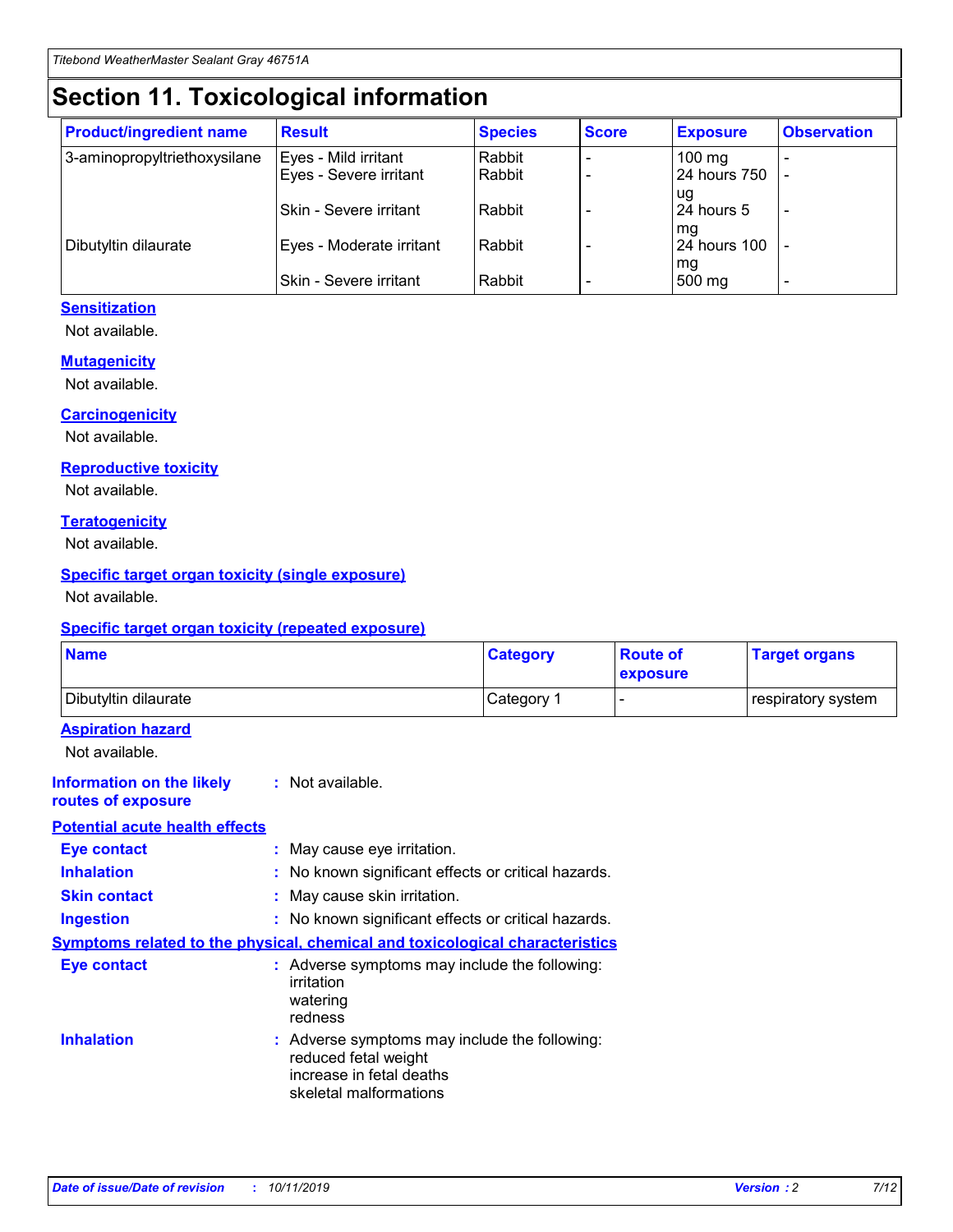# Section 11. Toxicological information

| Product/ingredient name | Result | Species | Score | Exposure | Observation |
|---|---|---|---|---|---|
| 3-aminopropyltriethoxysilane | Eyes - Mild irritant | Rabbit | - | 100 mg | - |
| | Eyes - Severe irritant | Rabbit | - | 24 hours 750 ug | - |
| | Skin - Severe irritant | Rabbit | - | 24 hours 5 mg | - |
| Dibutyltin dilaurate | Eyes - Moderate irritant | Rabbit | - | 24 hours 100 mg | - |
| | Skin - Severe irritant | Rabbit | - | 500 mg | - |

### Sensitization

Not available.

### Mutagenicity

Not available.

### Carcinogenicity

Not available.

### Reproductive toxicity

Not available.

### Teratogenicity

Not available.

### Specific target organ toxicity (single exposure)

Not available.

### Specific target organ toxicity (repeated exposure)

| Name | Category | Route of exposure | Target organs |
|---|---|---|---|
| Dibutyltin dilaurate | Category 1 | - | respiratory system |

### Aspiration hazard

Not available.

**Information on the likely routes of exposure** : Not available.

### Potential acute health effects

**Eye contact** : May cause eye irritation.

**Inhalation** : No known significant effects or critical hazards.

**Skin contact** : May cause skin irritation.

**Ingestion** : No known significant effects or critical hazards.

### Symptoms related to the physical, chemical and toxicological characteristics

**Eye contact** : Adverse symptoms may include the following:
irritation
watering
redness

**Inhalation** : Adverse symptoms may include the following:
reduced fetal weight
increase in fetal deaths
skeletal malformations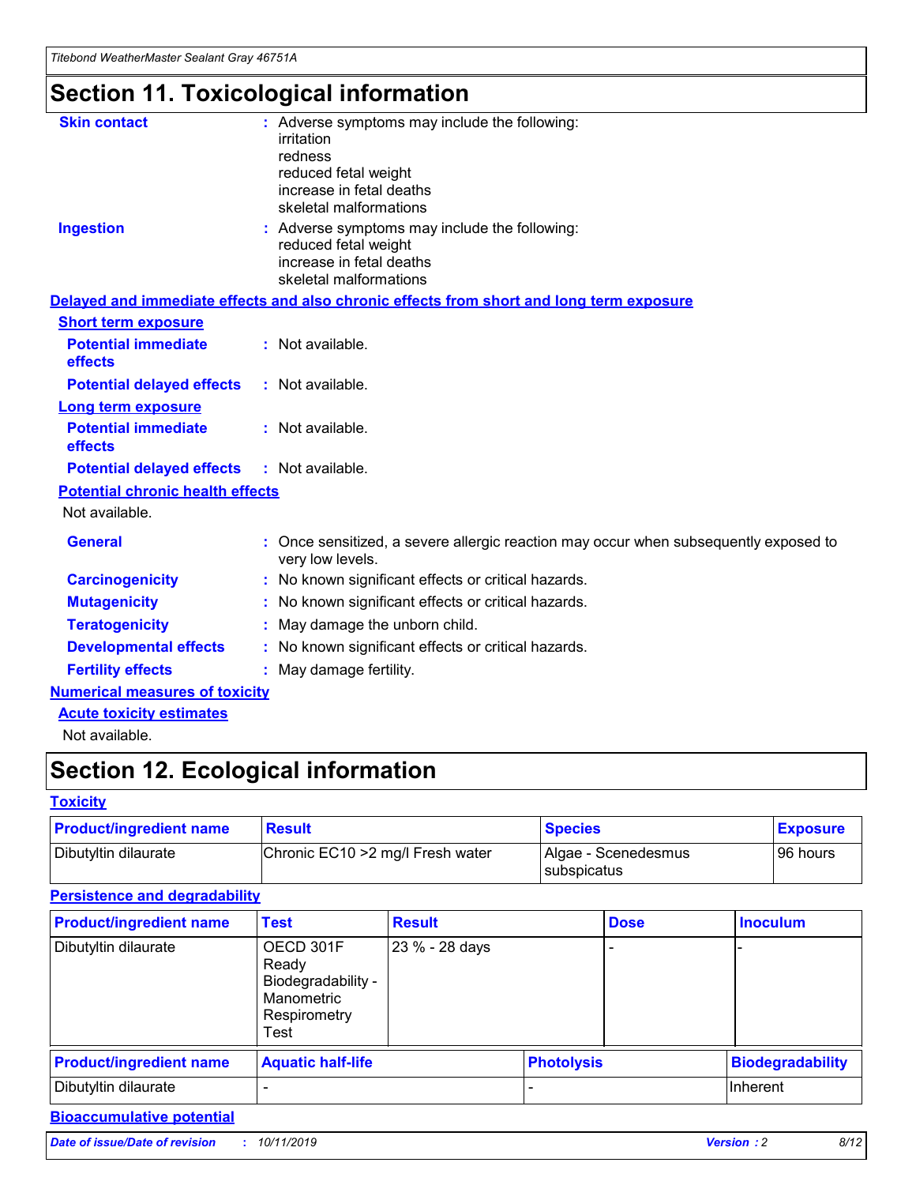# Section 11. Toxicological information

**Skin contact** : Adverse symptoms may include the following:
irritation
redness
reduced fetal weight
increase in fetal deaths
skeletal malformations

**Ingestion** : Adverse symptoms may include the following:
reduced fetal weight
increase in fetal deaths
skeletal malformations

## Delayed and immediate effects and also chronic effects from short and long term exposure

### Short term exposure

**Potential immediate effects** : Not available.

**Potential delayed effects** : Not available.

### Long term exposure

**Potential immediate effects** : Not available.

**Potential delayed effects** : Not available.

### Potential chronic health effects

Not available.

**General** : Once sensitized, a severe allergic reaction may occur when subsequently exposed to very low levels.

**Carcinogenicity** : No known significant effects or critical hazards.

**Mutagenicity** : No known significant effects or critical hazards.

**Teratogenicity** : May damage the unborn child.

**Developmental effects** : No known significant effects or critical hazards.

**Fertility effects** : May damage fertility.

## Numerical measures of toxicity

### Acute toxicity estimates

Not available.

# Section 12. Ecological information

## Toxicity

| Product/ingredient name | Result | Species | Exposure |
|---|---|---|---|
| Dibutyltin dilaurate | Chronic EC10 >2 mg/l Fresh water | Algae - Scenedesmus subspicatus | 96 hours |

## Persistence and degradability

| Product/ingredient name | Test | Result | Dose | Inoculum |
|---|---|---|---|---|
| Dibutyltin dilaurate | OECD 301F Ready Biodegradability - Manometric Respirometry Test | 23 % - 28 days | - | - |

| Product/ingredient name | Aquatic half-life | Photolysis | Biodegradability |
|---|---|---|---|
| Dibutyltin dilaurate | - | - | Inherent |

## Bioaccumulative potential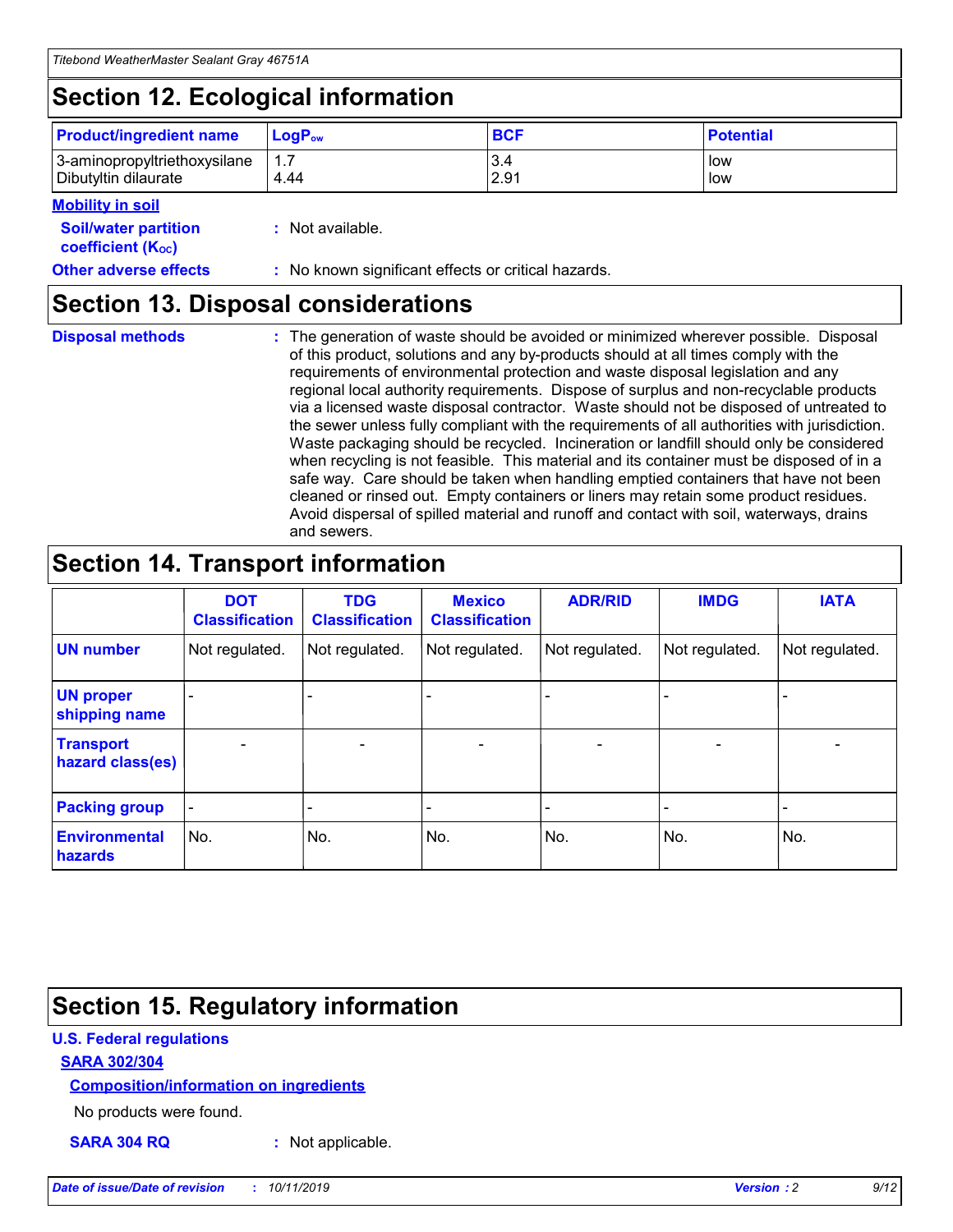# Section 12. Ecological information

| Product/ingredient name | $LogP_{ow}$ | BCF | Potential |
|---|---|---|---|
| 3-aminopropyltriethoxysilane | 1.7 | 3.4 | low |
| Dibutyltin dilaurate | 4.44 | 2.91 | low |

**Mobility in soil**

**Soil/water partition coefficient ($K_{OC}$)** : Not available.

**Other adverse effects** : No known significant effects or critical hazards.

# Section 13. Disposal considerations

**Disposal methods** : The generation of waste should be avoided or minimized wherever possible. Disposal of this product, solutions and any by-products should at all times comply with the requirements of environmental protection and waste disposal legislation and any regional local authority requirements. Dispose of surplus and non-recyclable products via a licensed waste disposal contractor. Waste should not be disposed of untreated to the sewer unless fully compliant with the requirements of all authorities with jurisdiction. Waste packaging should be recycled. Incineration or landfill should only be considered when recycling is not feasible. This material and its container must be disposed of in a safe way. Care should be taken when handling emptied containers that have not been cleaned or rinsed out. Empty containers or liners may retain some product residues. Avoid dispersal of spilled material and runoff and contact with soil, waterways, drains and sewers.

# Section 14. Transport information

| | DOT Classification | TDG Classification | Mexico Classification | ADR/RID | IMDG | IATA |
|---|---|---|---|---|---|---|
| UN number | Not regulated. | Not regulated. | Not regulated. | Not regulated. | Not regulated. | Not regulated. |
| UN proper shipping name | - | - | - | - | - | - |
| Transport hazard class(es) | - | - | - | - | - | - |
| Packing group | - | - | - | - | - | - |
| Environmental hazards | No. | No. | No. | No. | No. | No. |

# Section 15. Regulatory information

**U.S. Federal regulations**

**SARA 302/304**

**Composition/information on ingredients**

No products were found.

**SARA 304 RQ** : Not applicable.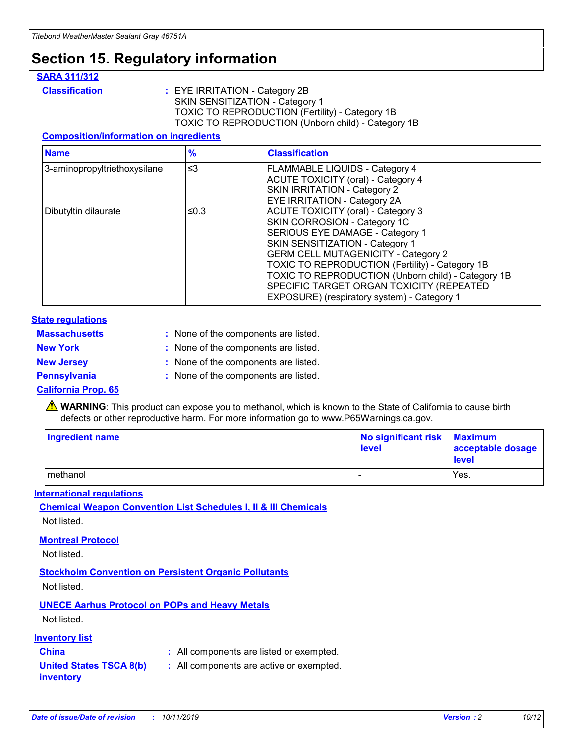# Section 15. Regulatory information

### SARA 311/312

**Classification** : EYE IRRITATION - Category 2B
SKIN SENSITIZATION - Category 1
TOXIC TO REPRODUCTION (Fertility) - Category 1B
TOXIC TO REPRODUCTION (Unborn child) - Category 1B

#### Composition/information on ingredients

| Name | % | Classification |
|---|---|---|
| 3-aminopropyltriethoxysilane | ≤3 | FLAMMABLE LIQUIDS - Category 4<br>ACUTE TOXICITY (oral) - Category 4<br>SKIN IRRITATION - Category 2<br>EYE IRRITATION - Category 2A |
| Dibutyltin dilaurate | ≤0.3 | ACUTE TOXICITY (oral) - Category 3<br>SKIN CORROSION - Category 1C<br>SERIOUS EYE DAMAGE - Category 1<br>SKIN SENSITIZATION - Category 1<br>GERM CELL MUTAGENICITY - Category 2<br>TOXIC TO REPRODUCTION (Fertility) - Category 1B<br>TOXIC TO REPRODUCTION (Unborn child) - Category 1B<br>SPECIFIC TARGET ORGAN TOXICITY (REPEATED EXPOSURE) (respiratory system) - Category 1 |

### State regulations

**Massachusetts** : None of the components are listed.
**New York** : None of the components are listed.
**New Jersey** : None of the components are listed.
**Pennsylvania** : None of the components are listed.

### California Prop. 65

⚠ **WARNING**: This product can expose you to methanol, which is known to the State of California to cause birth defects or other reproductive harm. For more information go to www.P65Warnings.ca.gov.

| Ingredient name | No significant risk level | Maximum acceptable dosage level |
|---|---|---|
| methanol | - | Yes. |

### International regulations

#### Chemical Weapon Convention List Schedules I, II & III Chemicals

Not listed.

#### Montreal Protocol

Not listed.

#### Stockholm Convention on Persistent Organic Pollutants

Not listed.

#### UNECE Aarhus Protocol on POPs and Heavy Metals

Not listed.

### Inventory list

**China** : All components are listed or exempted.
**United States TSCA 8(b) inventory** : All components are active or exempted.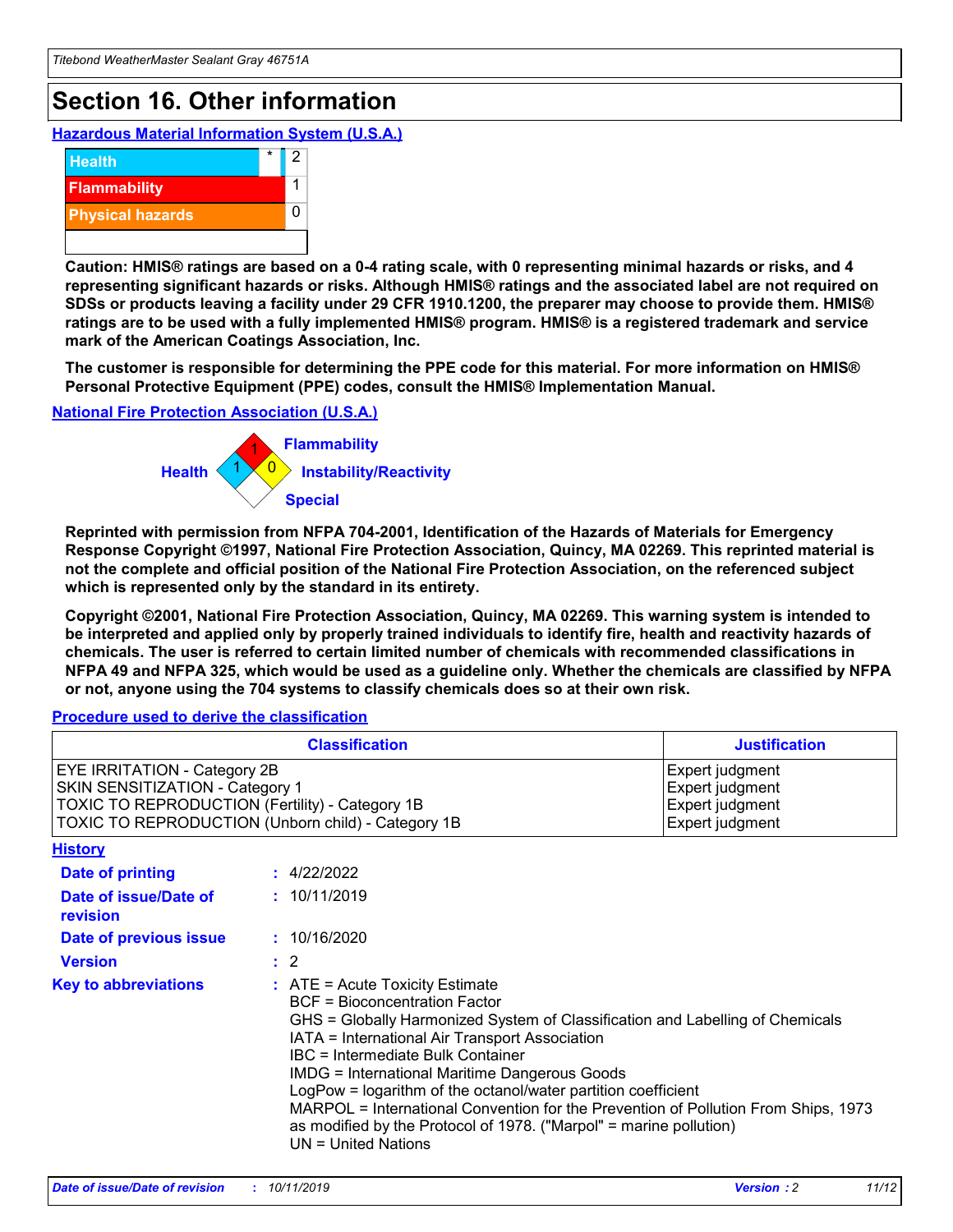# Section 16. Other information

### Hazardous Material Information System (U.S.A.)

| | | |
|---|---|---|
| Health | * | 2 |
| Flammability | | 1 |
| Physical hazards | | 0 |

**Caution: HMIS® ratings are based on a 0-4 rating scale, with 0 representing minimal hazards or risks, and 4 representing significant hazards or risks. Although HMIS® ratings and the associated label are not required on SDSs or products leaving a facility under 29 CFR 1910.1200, the preparer may choose to provide them. HMIS® ratings are to be used with a fully implemented HMIS® program. HMIS® is a registered trademark and service mark of the American Coatings Association, Inc.**

**The customer is responsible for determining the PPE code for this material. For more information on HMIS® Personal Protective Equipment (PPE) codes, consult the HMIS® Implementation Manual.**

### National Fire Protection Association (U.S.A.)

Flammability: 1

Health: 1

Instability/Reactivity: 0

Special:

**Reprinted with permission from NFPA 704-2001, Identification of the Hazards of Materials for Emergency Response Copyright ©1997, National Fire Protection Association, Quincy, MA 02269. This reprinted material is not the complete and official position of the National Fire Protection Association, on the referenced subject which is represented only by the standard in its entirety.**

**Copyright ©2001, National Fire Protection Association, Quincy, MA 02269. This warning system is intended to be interpreted and applied only by properly trained individuals to identify fire, health and reactivity hazards of chemicals. The user is referred to certain limited number of chemicals with recommended classifications in NFPA 49 and NFPA 325, which would be used as a guideline only. Whether the chemicals are classified by NFPA or not, anyone using the 704 systems to classify chemicals does so at their own risk.**

### Procedure used to derive the classification

| Classification | Justification |
|---|---|
| EYE IRRITATION - Category 2B | Expert judgment |
| SKIN SENSITIZATION - Category 1 | Expert judgment |
| TOXIC TO REPRODUCTION (Fertility) - Category 1B | Expert judgment |
| TOXIC TO REPRODUCTION (Unborn child) - Category 1B | Expert judgment |

### History

**Date of printing** : 4/22/2022

**Date of issue/Date of revision** : 10/11/2019

**Date of previous issue** : 10/16/2020

**Version** : 2

**Key to abbreviations** : ATE = Acute Toxicity Estimate
BCF = Bioconcentration Factor
GHS = Globally Harmonized System of Classification and Labelling of Chemicals
IATA = International Air Transport Association
IBC = Intermediate Bulk Container
IMDG = International Maritime Dangerous Goods
LogPow = logarithm of the octanol/water partition coefficient
MARPOL = International Convention for the Prevention of Pollution From Ships, 1973 as modified by the Protocol of 1978. ("Marpol" = marine pollution)
UN = United Nations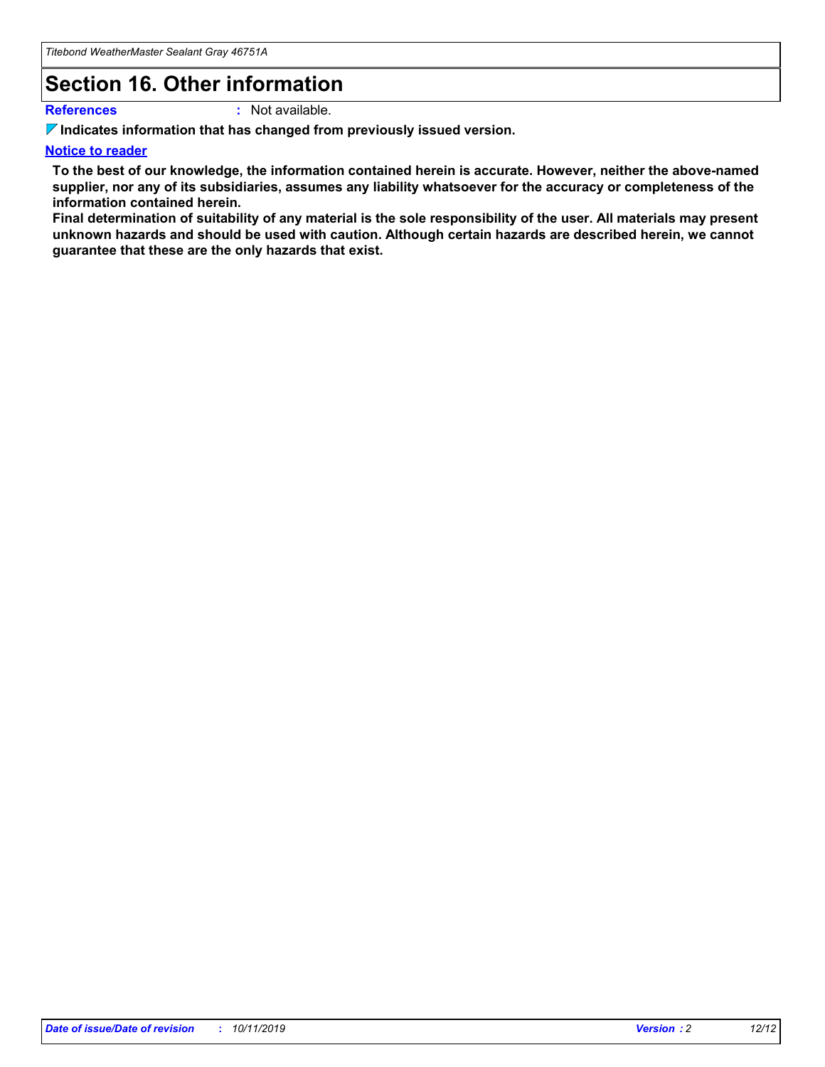# Section 16. Other information

**References** : Not available.

**Indicates information that has changed from previously issued version.**

**Notice to reader**

**To the best of our knowledge, the information contained herein is accurate. However, neither the above-named supplier, nor any of its subsidiaries, assumes any liability whatsoever for the accuracy or completeness of the information contained herein.**

**Final determination of suitability of any material is the sole responsibility of the user. All materials may present unknown hazards and should be used with caution. Although certain hazards are described herein, we cannot guarantee that these are the only hazards that exist.**